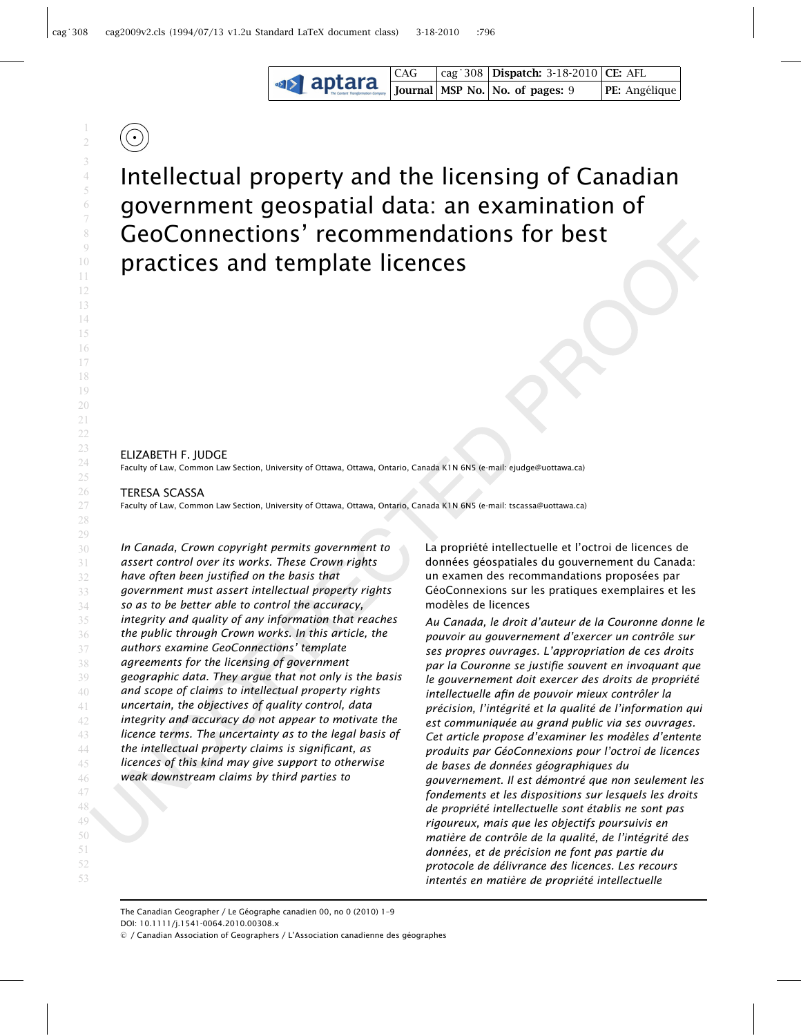# Intellectual property and the licensing of Canadian government geospatial data: an examination of GeoConnections' recommendations for best practices and template licences

ELIZABETH F. JUDGE

Faculty of Law, Common Law Section, University of Ottawa, Ottawa, Ontario, Canada K1N 6N5 (e-mail: ejudge@uottawa.ca)

TERESA SCASSA

Faculty of Law, Common Law Section, University of Ottawa, Ottawa, Ontario, Canada K1N 6N5 (e-mail: tscassa@uottawa.ca)

*In Canada, Crown copyright permits government to assert control over its works. These Crown rights have often been justified on the basis that government must assert intellectual property rights so as to be better able to control the accuracy, integrity and quality of any information that reaches the public through Crown works. In this article, the authors examine GeoConnections' template agreements for the licensing of government geographic data. They argue that not only is the basis and scope of claims to intellectual property rights uncertain, the objectives of quality control, data integrity and accuracy do not appear to motivate the licence terms. The uncertainty as to the legal basis of the intellectual property claims is significant, as licences of this kind may give support to otherwise weak downstream claims by third parties to*

La propriété intellectuelle et l'octroi de licences de données géospatiales du gouvernement du Canada: un examen des recommandations proposées par GéoConnexions sur les pratiques exemplaires et les modèles de licences

*Au Canada, le droit d'auteur de la Couronne donne le pouvoir au gouvernement d'exercer un contrôle sur ses propres ouvrages. L'appropriation de ces droits par la Couronne se justifie souvent en invoquant que le gouvernement doit exercer des droits de propriété intellectuelle afin de pouvoir mieux contrôler la précision, l'intégrité et la qualité de l'information qui est communiquée au grand public via ses ouvrages. Cet article propose d'examiner les modèles d'entente produits par GéoConnexions pour l'octroi de licences de bases de données géographiques du gouvernement. Il est démontré que non seulement les fondements et les dispositions sur lesquels les droits de propriété intellectuelle sont établis ne sont pas rigoureux, mais que les objectifs poursuivis en matière de contrôle de la qualité, de l'intégrité des données, et de précision ne font pas partie du protocole de délivrance des licences. Les recours intentés en matière de propriété intellectuelle*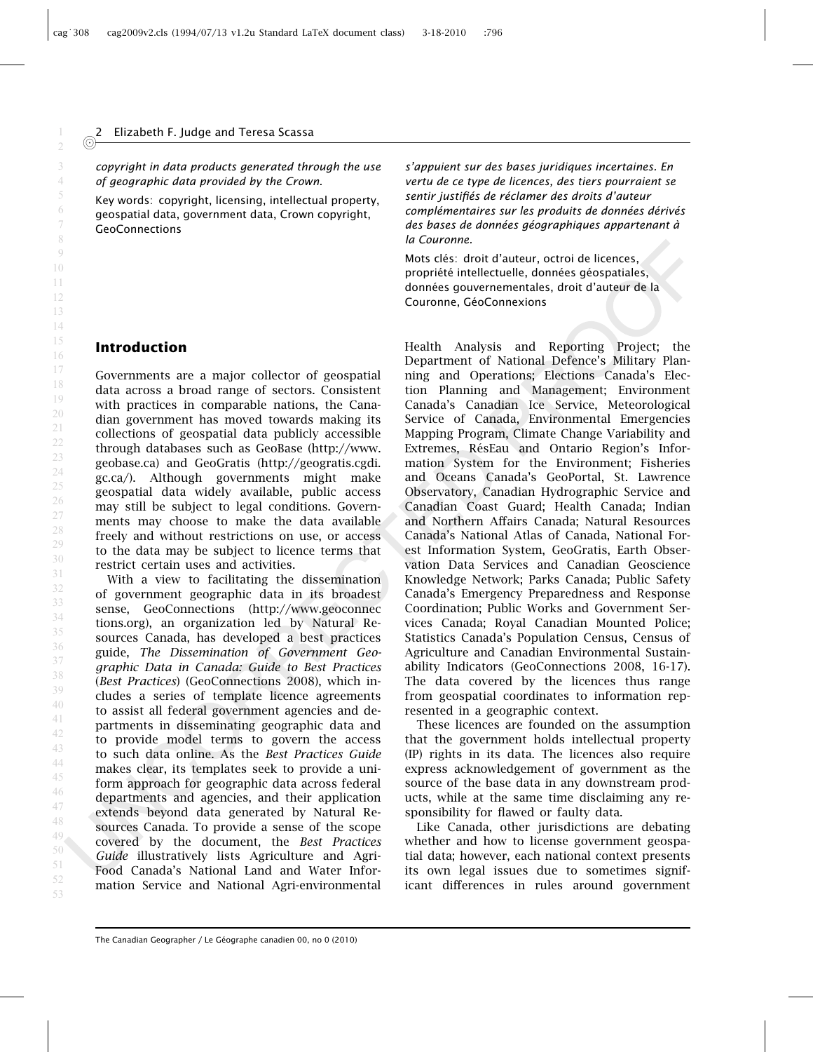*copyright in data products generated through the use of geographic data provided by the Crown.*

Key words: copyright, licensing, intellectual property, geospatial data, government data, Crown copyright, GeoConnections

*s'appuient sur des bases juridiques incertaines. En vertu de ce type de licences, des tiers pourraient se sentir justifiés de réclamer des droits d'auteur complémentaires sur les produits de données dérivés des bases de données géographiques appartenant à la Couronne.*

Mots clés: droit d'auteur, octroi de licences, propriété intellectuelle, données géospatiales, données gouvernementales, droit d'auteur de la Couronne, GéoConnexions

## Introduction

Governments are a major collector of geospatial data across a broad range of sectors. Consistent with practices in comparable nations, the Canadian government has moved towards making its collections of geospatial data publicly accessible through databases such as GeoBase (http://www.geobase.ca) and GeoGratis (http://geogratis.cgdi.gc.ca/). Although governments might make geospatial data widely available, public access may still be subject to legal conditions. Governments may choose to make the data available freely and without restrictions on use, or access to the data may be subject to licence terms that restrict certain uses and activities.

With a view to facilitating the dissemination of government geographic data in its broadest sense, GeoConnections (http://www.geoconnections.org), an organization led by Natural Resources Canada, has developed a best practices guide, *The Dissemination of Government Geographic Data in Canada: Guide to Best Practices* (*Best Practices*) (GeoConnections 2008), which includes a series of template licence agreements to assist all federal government agencies and departments in disseminating geographic data and to provide model terms to govern the access to such data online. As the *Best Practices Guide* makes clear, its templates seek to provide a uniform approach for geographic data across federal departments and agencies, and their application extends beyond data generated by Natural Resources Canada. To provide a sense of the scope covered by the document, the *Best Practices Guide* illustratively lists Agriculture and Agri-Food Canada's National Land and Water Information Service and National Agri-environmental Health Analysis and Reporting Project; the Department of National Defence's Military Planning and Operations; Elections Canada's Election Planning and Management; Environment Canada's Canadian Ice Service, Meteorological Service of Canada, Environmental Emergencies Mapping Program, Climate Change Variability and Extremes, RésEau and Ontario Region's Information System for the Environment; Fisheries and Oceans Canada's GeoPortal, St. Lawrence Observatory, Canadian Hydrographic Service and Canadian Coast Guard; Health Canada; Indian and Northern Affairs Canada; Natural Resources Canada's National Atlas of Canada, National Forest Information System, GeoGratis, Earth Observation Data Services and Canadian Geoscience Knowledge Network; Parks Canada; Public Safety Canada's Emergency Preparedness and Response Coordination; Public Works and Government Services Canada; Royal Canadian Mounted Police; Statistics Canada's Population Census, Census of Agriculture and Canadian Environmental Sustainability Indicators (GeoConnections 2008, 16-17). The data covered by the licences thus range from geospatial coordinates to information represented in a geographic context.

These licences are founded on the assumption that the government holds intellectual property (IP) rights in its data. The licences also require express acknowledgement of government as the source of the base data in any downstream products, while at the same time disclaiming any responsibility for flawed or faulty data.

Like Canada, other jurisdictions are debating whether and how to license government geospatial data; however, each national context presents its own legal issues due to sometimes significant differences in rules around government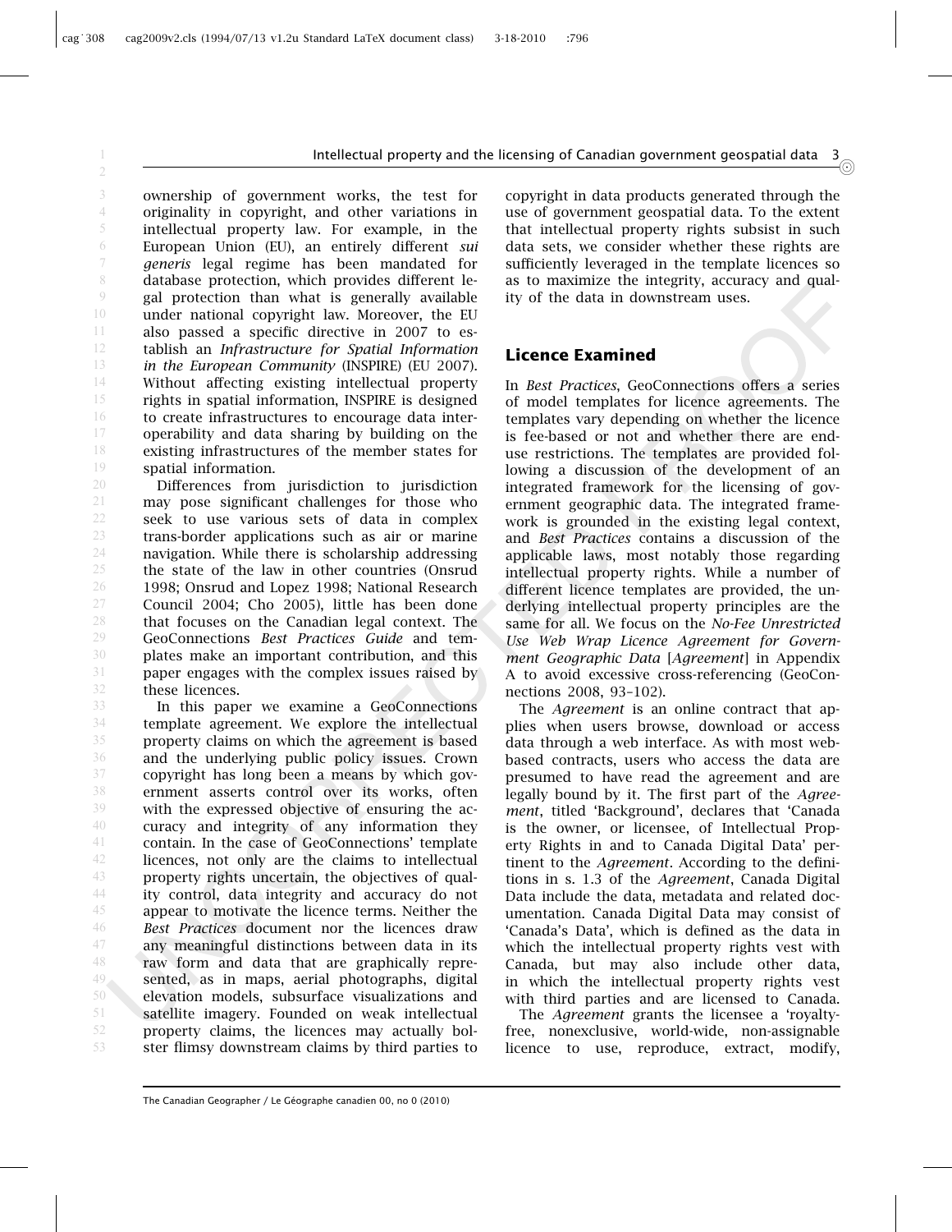ownership of government works, the test for originality in copyright, and other variations in intellectual property law. For example, in the European Union (EU), an entirely different *sui generis* legal regime has been mandated for database protection, which provides different legal protection than what is generally available under national copyright law. Moreover, the EU also passed a specific directive in 2007 to establish an *Infrastructure for Spatial Information in the European Community* (INSPIRE) (EU 2007). Without affecting existing intellectual property rights in spatial information, INSPIRE is designed to create infrastructures to encourage data interoperability and data sharing by building on the existing infrastructures of the member states for spatial information.

Differences from jurisdiction to jurisdiction may pose significant challenges for those who seek to use various sets of data in complex trans-border applications such as air or marine navigation. While there is scholarship addressing the state of the law in other countries (Onsrud 1998; Onsrud and Lopez 1998; National Research Council 2004; Cho 2005), little has been done that focuses on the Canadian legal context. The GeoConnections *Best Practices Guide* and templates make an important contribution, and this paper engages with the complex issues raised by these licences.

In this paper we examine a GeoConnections template agreement. We explore the intellectual property claims on which the agreement is based and the underlying public policy issues. Crown copyright has long been a means by which government asserts control over its works, often with the expressed objective of ensuring the accuracy and integrity of any information they contain. In the case of GeoConnections' template licences, not only are the claims to intellectual property rights uncertain, the objectives of quality control, data integrity and accuracy do not appear to motivate the licence terms. Neither the *Best Practices* document nor the licences draw any meaningful distinctions between data in its raw form and data that are graphically represented, as in maps, aerial photographs, digital elevation models, subsurface visualizations and satellite imagery. Founded on weak intellectual property claims, the licences may actually bolster flimsy downstream claims by third parties to copyright in data products generated through the use of government geospatial data. To the extent that intellectual property rights subsist in such data sets, we consider whether these rights are sufficiently leveraged in the template licences so as to maximize the integrity, accuracy and quality of the data in downstream uses.

## Licence Examined

In *Best Practices*, GeoConnections offers a series of model templates for licence agreements. The templates vary depending on whether the licence is fee-based or not and whether there are end-use restrictions. The templates are provided following a discussion of the development of an integrated framework for the licensing of government geographic data. The integrated framework is grounded in the existing legal context, and *Best Practices* contains a discussion of the applicable laws, most notably those regarding intellectual property rights. While a number of different licence templates are provided, the underlying intellectual property principles are the same for all. We focus on the *No-Fee Unrestricted Use Web Wrap Licence Agreement for Government Geographic Data* [*Agreement*] in Appendix A to avoid excessive cross-referencing (GeoConnections 2008, 93–102).

The *Agreement* is an online contract that applies when users browse, download or access data through a web interface. As with most web-based contracts, users who access the data are presumed to have read the agreement and are legally bound by it. The first part of the *Agreement*, titled 'Background', declares that 'Canada is the owner, or licensee, of Intellectual Property Rights in and to Canada Digital Data' pertinent to the *Agreement*. According to the definitions in s. 1.3 of the *Agreement*, Canada Digital Data include the data, metadata and related documentation. Canada Digital Data may consist of 'Canada's Data', which is defined as the data in which the intellectual property rights vest with Canada, but may also include other data, in which the intellectual property rights vest with third parties and are licensed to Canada.

The *Agreement* grants the licensee a 'royalty-free, nonexclusive, world-wide, non-assignable licence to use, reproduce, extract, modify,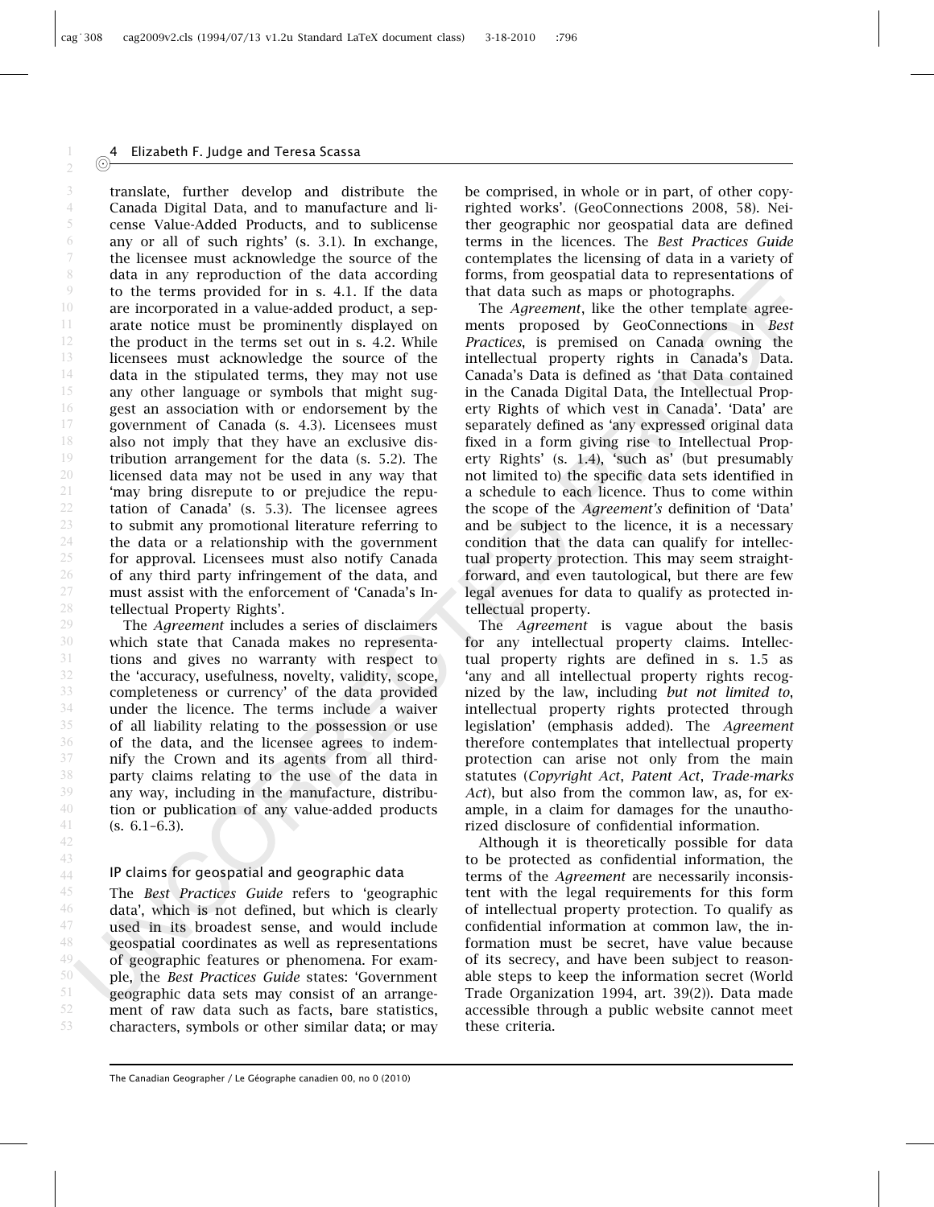translate, further develop and distribute the Canada Digital Data, and to manufacture and license Value-Added Products, and to sublicense any or all of such rights' (s. 3.1). In exchange, the licensee must acknowledge the source of the data in any reproduction of the data according to the terms provided for in s. 4.1. If the data are incorporated in a value-added product, a separate notice must be prominently displayed on the product in the terms set out in s. 4.2. While licensees must acknowledge the source of the data in the stipulated terms, they may not use any other language or symbols that might suggest an association with or endorsement by the government of Canada (s. 4.3). Licensees must also not imply that they have an exclusive distribution arrangement for the data (s. 5.2). The licensed data may not be used in any way that 'may bring disrepute to or prejudice the reputation of Canada' (s. 5.3). The licensee agrees to submit any promotional literature referring to the data or a relationship with the government for approval. Licensees must also notify Canada of any third party infringement of the data, and must assist with the enforcement of 'Canada's Intellectual Property Rights'.

The *Agreement* includes a series of disclaimers which state that Canada makes no representations and gives no warranty with respect to the 'accuracy, usefulness, novelty, validity, scope, completeness or currency' of the data provided under the licence. The terms include a waiver of all liability relating to the possession or use of the data, and the licensee agrees to indemnify the Crown and its agents from all third-party claims relating to the use of the data in any way, including in the manufacture, distribution or publication of any value-added products (s. 6.1–6.3).

### IP claims for geospatial and geographic data

The *Best Practices Guide* refers to 'geographic data', which is not defined, but which is clearly used in its broadest sense, and would include geospatial coordinates as well as representations of geographic features or phenomena. For example, the *Best Practices Guide* states: 'Government geographic data sets may consist of an arrangement of raw data such as facts, bare statistics, characters, symbols or other similar data; or may be comprised, in whole or in part, of other copyrighted works'. (GeoConnections 2008, 58). Neither geographic nor geospatial data are defined terms in the licences. The *Best Practices Guide* contemplates the licensing of data in a variety of forms, from geospatial data to representations of that data such as maps or photographs.

The *Agreement*, like the other template agreements proposed by GeoConnections in *Best Practices*, is premised on Canada owning the intellectual property rights in Canada's Data. Canada's Data is defined as 'that Data contained in the Canada Digital Data, the Intellectual Property Rights of which vest in Canada'. 'Data' are separately defined as 'any expressed original data fixed in a form giving rise to Intellectual Property Rights' (s. 1.4), 'such as' (but presumably not limited to) the specific data sets identified in a schedule to each licence. Thus to come within the scope of the *Agreement's* definition of 'Data' and be subject to the licence, it is a necessary condition that the data can qualify for intellectual property protection. This may seem straightforward, and even tautological, but there are few legal avenues for data to qualify as protected intellectual property.

The *Agreement* is vague about the basis for any intellectual property claims. Intellectual property rights are defined in s. 1.5 as 'any and all intellectual property rights recognized by the law, including *but not limited to*, intellectual property rights protected through legislation' (emphasis added). The *Agreement* therefore contemplates that intellectual property protection can arise not only from the main statutes (*Copyright Act*, *Patent Act*, *Trade-marks Act*), but also from the common law, as, for example, in a claim for damages for the unauthorized disclosure of confidential information.

Although it is theoretically possible for data to be protected as confidential information, the terms of the *Agreement* are necessarily inconsistent with the legal requirements for this form of intellectual property protection. To qualify as confidential information at common law, the information must be secret, have value because of its secrecy, and have been subject to reasonable steps to keep the information secret (World Trade Organization 1994, art. 39(2)). Data made accessible through a public website cannot meet these criteria.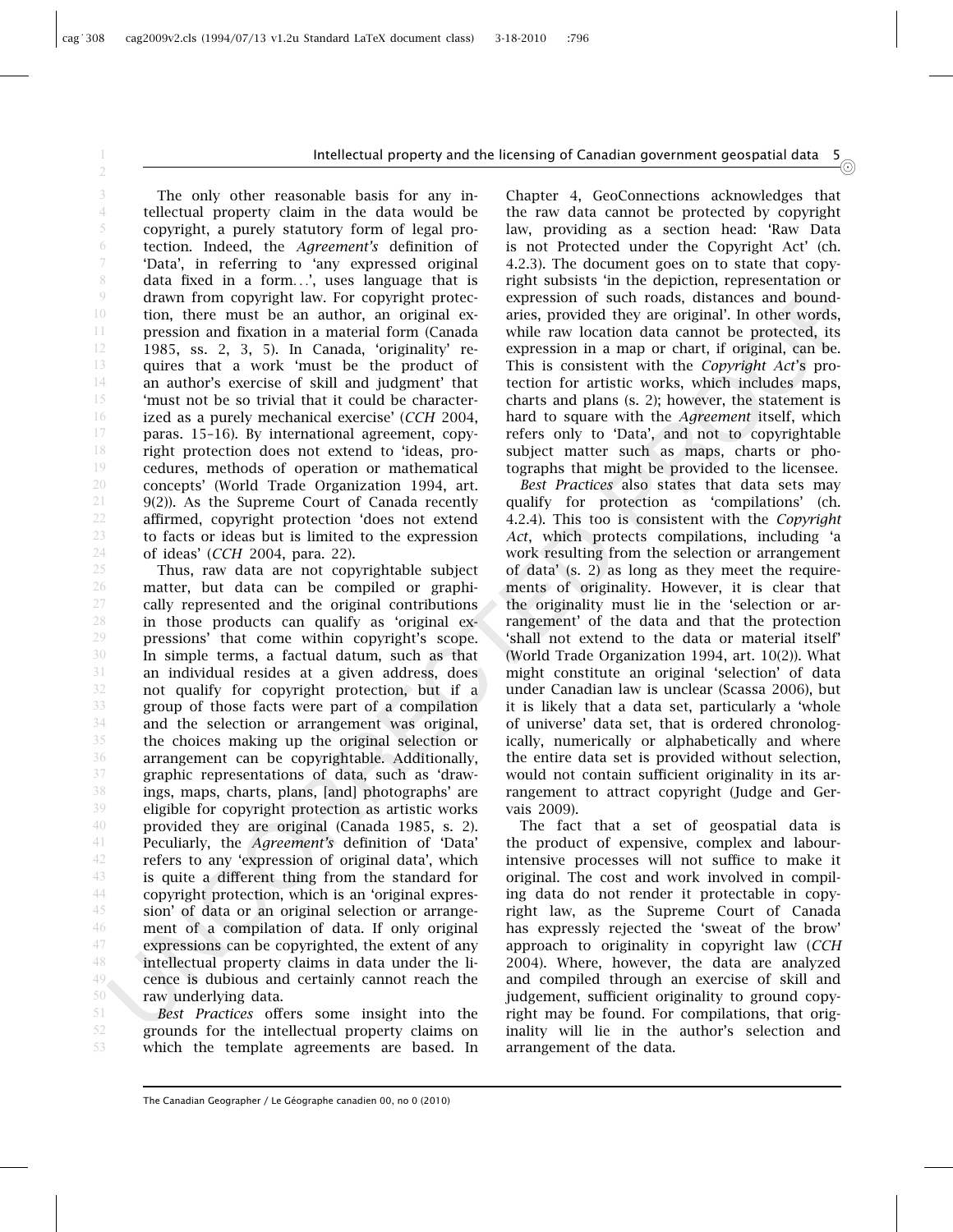The only other reasonable basis for any intellectual property claim in the data would be copyright, a purely statutory form of legal protection. Indeed, the *Agreement's* definition of 'Data', in referring to 'any expressed original data fixed in a form...', uses language that is drawn from copyright law. For copyright protection, there must be an author, an original expression and fixation in a material form (Canada 1985, ss. 2, 3, 5). In Canada, 'originality' requires that a work 'must be the product of an author's exercise of skill and judgment' that 'must not be so trivial that it could be characterized as a purely mechanical exercise' (*CCH* 2004, paras. 15–16). By international agreement, copyright protection does not extend to 'ideas, procedures, methods of operation or mathematical concepts' (World Trade Organization 1994, art. 9(2)). As the Supreme Court of Canada recently affirmed, copyright protection 'does not extend to facts or ideas but is limited to the expression of ideas' (*CCH* 2004, para. 22).

Thus, raw data are not copyrightable subject matter, but data can be compiled or graphically represented and the original contributions in those products can qualify as 'original expressions' that come within copyright's scope. In simple terms, a factual datum, such as that an individual resides at a given address, does not qualify for copyright protection, but if a group of those facts were part of a compilation and the selection or arrangement was original, the choices making up the original selection or arrangement can be copyrightable. Additionally, graphic representations of data, such as 'drawings, maps, charts, plans, [and] photographs' are eligible for copyright protection as artistic works provided they are original (Canada 1985, s. 2). Peculiarly, the *Agreement's* definition of 'Data' refers to any 'expression of original data', which is quite a different thing from the standard for copyright protection, which is an 'original expression' of data or an original selection or arrangement of a compilation of data. If only original expressions can be copyrighted, the extent of any intellectual property claims in data under the licence is dubious and certainly cannot reach the raw underlying data.

*Best Practices* offers some insight into the grounds for the intellectual property claims on which the template agreements are based. In Chapter 4, GeoConnections acknowledges that the raw data cannot be protected by copyright law, providing as a section head: 'Raw Data is not Protected under the Copyright Act' (ch. 4.2.3). The document goes on to state that copyright subsists 'in the depiction, representation or expression of such roads, distances and boundaries, provided they are original'. In other words, while raw location data cannot be protected, its expression in a map or chart, if original, can be. This is consistent with the *Copyright Act*'s protection for artistic works, which includes maps, charts and plans (s. 2); however, the statement is hard to square with the *Agreement* itself, which refers only to 'Data', and not to copyrightable subject matter such as maps, charts or photographs that might be provided to the licensee.

*Best Practices* also states that data sets may qualify for protection as 'compilations' (ch. 4.2.4). This too is consistent with the *Copyright Act*, which protects compilations, including 'a work resulting from the selection or arrangement of data' (s. 2) as long as they meet the requirements of originality. However, it is clear that the originality must lie in the 'selection or arrangement' of the data and that the protection 'shall not extend to the data or material itself' (World Trade Organization 1994, art. 10(2)). What might constitute an original 'selection' of data under Canadian law is unclear (Scassa 2006), but it is likely that a data set, particularly a 'whole of universe' data set, that is ordered chronologically, numerically or alphabetically and where the entire data set is provided without selection, would not contain sufficient originality in its arrangement to attract copyright (Judge and Gervais 2009).

The fact that a set of geospatial data is the product of expensive, complex and labour-intensive processes will not suffice to make it original. The cost and work involved in compiling data do not render it protectable in copyright law, as the Supreme Court of Canada has expressly rejected the 'sweat of the brow' approach to originality in copyright law (*CCH* 2004). Where, however, the data are analyzed and compiled through an exercise of skill and judgement, sufficient originality to ground copyright may be found. For compilations, that originality will lie in the author's selection and arrangement of the data.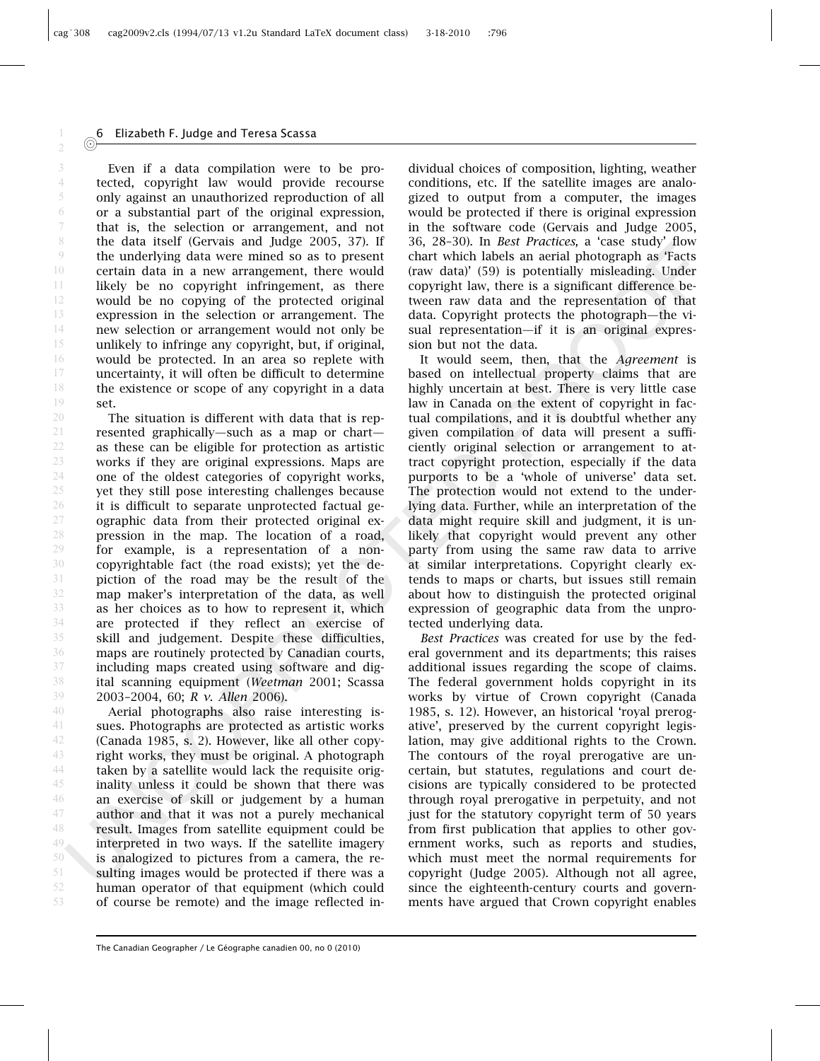Even if a data compilation were to be protected, copyright law would provide recourse only against an unauthorized reproduction of all or a substantial part of the original expression, that is, the selection or arrangement, and not the data itself (Gervais and Judge 2005, 37). If the underlying data were mined so as to present certain data in a new arrangement, there would likely be no copyright infringement, as there would be no copying of the protected original expression in the selection or arrangement. The new selection or arrangement would not only be unlikely to infringe any copyright, but, if original, would be protected. In an area so replete with uncertainty, it will often be difficult to determine the existence or scope of any copyright in a data set.

The situation is different with data that is represented graphically—such as a map or chart—as these can be eligible for protection as artistic works if they are original expressions. Maps are one of the oldest categories of copyright works, yet they still pose interesting challenges because it is difficult to separate unprotected factual geographic data from their protected original expression in the map. The location of a road, for example, is a representation of a non-copyrightable fact (the road exists); yet the depiction of the road may be the result of the map maker's interpretation of the data, as well as her choices as to how to represent it, which are protected if they reflect an exercise of skill and judgement. Despite these difficulties, maps are routinely protected by Canadian courts, including maps created using software and digital scanning equipment (*Weetman* 2001; Scassa 2003–2004, 60; *R v. Allen* 2006).

Aerial photographs also raise interesting issues. Photographs are protected as artistic works (Canada 1985, s. 2). However, like all other copyright works, they must be original. A photograph taken by a satellite would lack the requisite originality unless it could be shown that there was an exercise of skill or judgement by a human author and that it was not a purely mechanical result. Images from satellite equipment could be interpreted in two ways. If the satellite imagery is analogized to pictures from a camera, the resulting images would be protected if there was a human operator of that equipment (which could of course be remote) and the image reflected individual choices of composition, lighting, weather conditions, etc. If the satellite images are analogized to output from a computer, the images would be protected if there is original expression in the software code (Gervais and Judge 2005, 36, 28–30). In *Best Practices,* a 'case study' flow chart which labels an aerial photograph as 'Facts (raw data)' (59) is potentially misleading. Under copyright law, there is a significant difference between raw data and the representation of that data. Copyright protects the photograph—the visual representation—if it is an original expression but not the data.

It would seem, then, that the *Agreement* is based on intellectual property claims that are highly uncertain at best. There is very little case law in Canada on the extent of copyright in factual compilations, and it is doubtful whether any given compilation of data will present a sufficiently original selection or arrangement to attract copyright protection, especially if the data purports to be a 'whole of universe' data set. The protection would not extend to the underlying data. Further, while an interpretation of the data might require skill and judgment, it is unlikely that copyright would prevent any other party from using the same raw data to arrive at similar interpretations. Copyright clearly extends to maps or charts, but issues still remain about how to distinguish the protected original expression of geographic data from the unprotected underlying data.

*Best Practices* was created for use by the federal government and its departments; this raises additional issues regarding the scope of claims. The federal government holds copyright in its works by virtue of Crown copyright (Canada 1985, s. 12). However, an historical 'royal prerogative', preserved by the current copyright legislation, may give additional rights to the Crown. The contours of the royal prerogative are uncertain, but statutes, regulations and court decisions are typically considered to be protected through royal prerogative in perpetuity, and not just for the statutory copyright term of 50 years from first publication that applies to other government works, such as reports and studies, which must meet the normal requirements for copyright (Judge 2005). Although not all agree, since the eighteenth-century courts and governments have argued that Crown copyright enables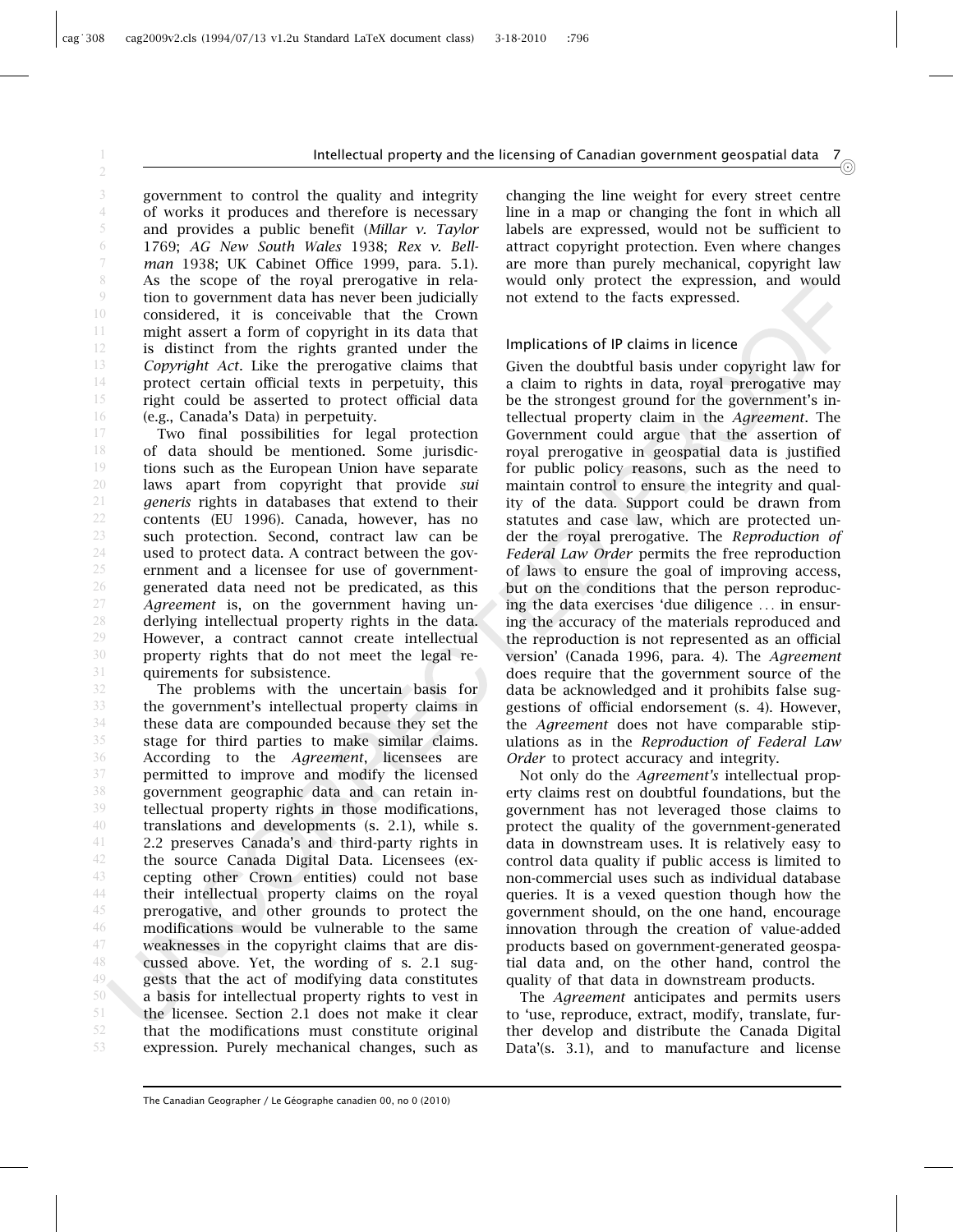government to control the quality and integrity of works it produces and therefore is necessary and provides a public benefit (*Millar v. Taylor* 1769; *AG New South Wales* 1938; *Rex v. Bellman* 1938; UK Cabinet Office 1999, para. 5.1). As the scope of the royal prerogative in relation to government data has never been judicially considered, it is conceivable that the Crown might assert a form of copyright in its data that is distinct from the rights granted under the *Copyright Act*. Like the prerogative claims that protect certain official texts in perpetuity, this right could be asserted to protect official data (e.g., Canada's Data) in perpetuity.

Two final possibilities for legal protection of data should be mentioned. Some jurisdictions such as the European Union have separate laws apart from copyright that provide *sui generis* rights in databases that extend to their contents (EU 1996). Canada, however, has no such protection. Second, contract law can be used to protect data. A contract between the government and a licensee for use of government-generated data need not be predicated, as this *Agreement* is, on the government having underlying intellectual property rights in the data. However, a contract cannot create intellectual property rights that do not meet the legal requirements for subsistence.

The problems with the uncertain basis for the government's intellectual property claims in these data are compounded because they set the stage for third parties to make similar claims. According to the *Agreement*, licensees are permitted to improve and modify the licensed government geographic data and can retain intellectual property rights in those modifications, translations and developments (s. 2.1), while s. 2.2 preserves Canada's and third-party rights in the source Canada Digital Data. Licensees (excepting other Crown entities) could not base their intellectual property claims on the royal prerogative, and other grounds to protect the modifications would be vulnerable to the same weaknesses in the copyright claims that are discussed above. Yet, the wording of s. 2.1 suggests that the act of modifying data constitutes a basis for intellectual property rights to vest in the licensee. Section 2.1 does not make it clear that the modifications must constitute original expression. Purely mechanical changes, such as changing the line weight for every street centre line in a map or changing the font in which all labels are expressed, would not be sufficient to attract copyright protection. Even where changes are more than purely mechanical, copyright law would only protect the expression, and would not extend to the facts expressed.

### Implications of IP claims in licence

Given the doubtful basis under copyright law for a claim to rights in data, royal prerogative may be the strongest ground for the government's intellectual property claim in the *Agreement*. The Government could argue that the assertion of royal prerogative in geospatial data is justified for public policy reasons, such as the need to maintain control to ensure the integrity and quality of the data. Support could be drawn from statutes and case law, which are protected under the royal prerogative. The *Reproduction of Federal Law Order* permits the free reproduction of laws to ensure the goal of improving access, but on the conditions that the person reproducing the data exercises 'due diligence ... in ensuring the accuracy of the materials reproduced and the reproduction is not represented as an official version' (Canada 1996, para. 4). The *Agreement* does require that the government source of the data be acknowledged and it prohibits false suggestions of official endorsement (s. 4). However, the *Agreement* does not have comparable stipulations as in the *Reproduction of Federal Law Order* to protect accuracy and integrity.

Not only do the *Agreement's* intellectual property claims rest on doubtful foundations, but the government has not leveraged those claims to protect the quality of the government-generated data in downstream uses. It is relatively easy to control data quality if public access is limited to non-commercial uses such as individual database queries. It is a vexed question though how the government should, on the one hand, encourage innovation through the creation of value-added products based on government-generated geospatial data and, on the other hand, control the quality of that data in downstream products.

The *Agreement* anticipates and permits users to 'use, reproduce, extract, modify, translate, further develop and distribute the Canada Digital Data'(s. 3.1), and to manufacture and license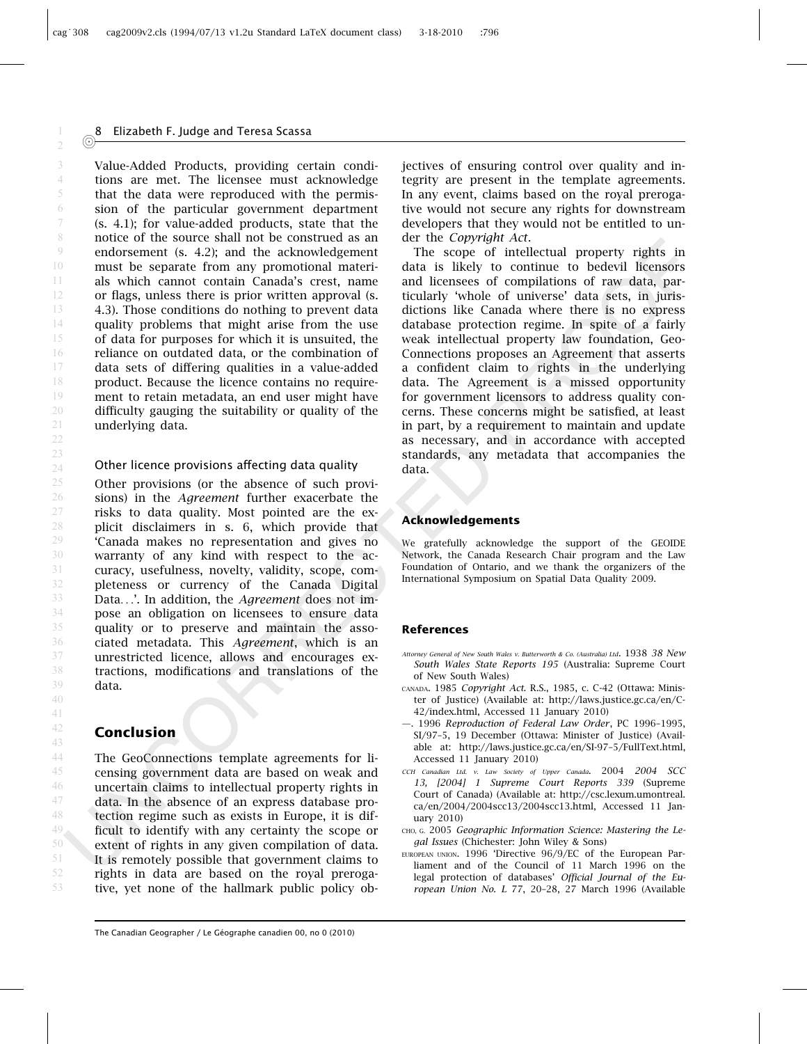Value-Added Products, providing certain conditions are met. The licensee must acknowledge that the data were reproduced with the permission of the particular government department (s. 4.1); for value-added products, state that the notice of the source shall not be construed as an endorsement (s. 4.2); and the acknowledgement must be separate from any promotional materials which cannot contain Canada's crest, name or flags, unless there is prior written approval (s. 4.3). Those conditions do nothing to prevent data quality problems that might arise from the use of data for purposes for which it is unsuited, the reliance on outdated data, or the combination of data sets of differing qualities in a value-added product. Because the licence contains no requirement to retain metadata, an end user might have difficulty gauging the suitability or quality of the underlying data.

### Other licence provisions affecting data quality

Other provisions (or the absence of such provisions) in the *Agreement* further exacerbate the risks to data quality. Most pointed are the explicit disclaimers in s. 6, which provide that 'Canada makes no representation and gives no warranty of any kind with respect to the accuracy, usefulness, novelty, validity, scope, completeness or currency of the Canada Digital Data...'. In addition, the *Agreement* does not impose an obligation on licensees to ensure data quality or to preserve and maintain the associated metadata. This *Agreement*, which is an unrestricted licence, allows and encourages extractions, modifications and translations of the data.

## Conclusion

The GeoConnections template agreements for licensing government data are based on weak and uncertain claims to intellectual property rights in data. In the absence of an express database protection regime such as exists in Europe, it is difficult to identify with any certainty the scope or extent of rights in any given compilation of data. It is remotely possible that government claims to rights in data are based on the royal prerogative, yet none of the hallmark public policy objectives of ensuring control over quality and integrity are present in the template agreements. In any event, claims based on the royal prerogative would not secure any rights for downstream developers that they would not be entitled to under the *Copyright Act*.

The scope of intellectual property rights in data is likely to continue to bedevil licensors and licensees of compilations of raw data, particularly 'whole of universe' data sets, in jurisdictions like Canada where there is no express database protection regime. In spite of a fairly weak intellectual property law foundation, GeoConnections proposes an Agreement that asserts a confident claim to rights in the underlying data. The Agreement is a missed opportunity for government licensors to address quality concerns. These concerns might be satisfied, at least in part, by a requirement to maintain and update as necessary, and in accordance with accepted standards, any metadata that accompanies the data.

## Acknowledgements

We gratefully acknowledge the support of the GEOIDE Network, the Canada Research Chair program and the Law Foundation of Ontario, and we thank the organizers of the International Symposium on Spatial Data Quality 2009.

## References

*Attorney General of New South Wales v. Butterworth & Co. (Australia) Ltd*. 1938 *38 New South Wales State Reports 195* (Australia: Supreme Court of New South Wales)

CANADA. 1985 *Copyright Act*. R.S., 1985, c. C-42 (Ottawa: Minister of Justice) (Available at: http://laws.justice.gc.ca/en/C-42/index.html, Accessed 11 January 2010)

—. 1996 *Reproduction of Federal Law Order*, PC 1996–1995, SI/97–5, 19 December (Ottawa: Minister of Justice) (Available at: http://laws.justice.gc.ca/en/SI-97–5/FullText.html, Accessed 11 January 2010)

*CCH Canadian Ltd. v. Law Society of Upper Canada*. 2004 *2004 SCC 13, [2004] 1 Supreme Court Reports 339* (Supreme Court of Canada) (Available at: http://csc.lexum.umontreal.ca/en/2004/2004scc13/2004scc13.html, Accessed 11 January 2010)

CHO, G. 2005 *Geographic Information Science: Mastering the Legal Issues* (Chichester: John Wiley & Sons)

EUROPEAN UNION. 1996 'Directive 96/9/EC of the European Parliament and of the Council of 11 March 1996 on the legal protection of databases' *Official Journal of the European Union No. L* 77, 20–28, 27 March 1996 (Available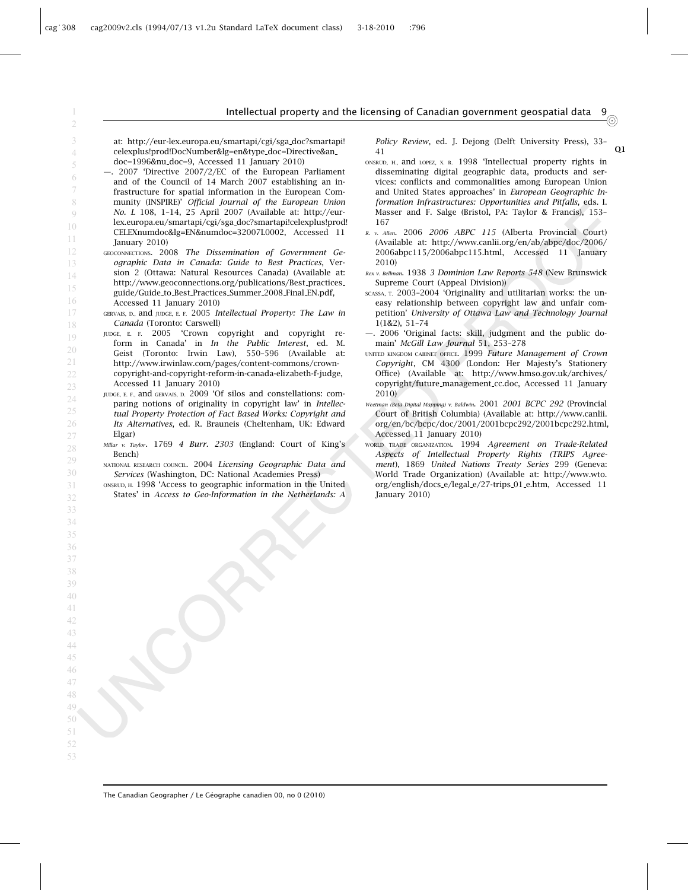at: http://eur-lex.europa.eu/smartapi/cgi/sga_doc?smartapi!celexplus!prod!DocNumber&lg=en&type_doc=Directive&an_doc=1996&nu_doc=9, Accessed 11 January 2010)

—. 2007 'Directive 2007/2/EC of the European Parliament and of the Council of 14 March 2007 establishing an infrastructure for spatial information in the European Community (INSPIRE)' *Official Journal of the European Union No. L* 108, 1–14, 25 April 2007 (Available at: http://eur-lex.europa.eu/smartapi/cgi/sga_doc?smartapi!celexplus!prod!CELEXnumdoc&lg=EN&numdoc=32007L0002, Accessed 11 January 2010)

GEOCONNECTIONS. 2008 *The Dissemination of Government Geographic Data in Canada: Guide to Best Practices*, Version 2 (Ottawa: Natural Resources Canada) (Available at: http://www.geoconnections.org/publications/Best_practices_guide/Guide_to_Best_Practices_Summer_2008_Final_EN.pdf, Accessed 11 January 2010)

GERVAIS, D., and JUDGE, E. F. 2005 *Intellectual Property: The Law in Canada* (Toronto: Carswell)

JUDGE, E. F. 2005 'Crown copyright and copyright reform in Canada' in *In the Public Interest*, ed. M. Geist (Toronto: Irwin Law), 550–596 (Available at: http://www.irwinlaw.com/pages/content-commons/crown-copyright-and-copyright-reform-in-canada-elizabeth-f-judge, Accessed 11 January 2010)

JUDGE, E. F., and GERVAIS, D. 2009 'Of silos and constellations: comparing notions of originality in copyright law' in *Intellectual Property Protection of Fact Based Works: Copyright and Its Alternatives*, ed. R. Brauneis (Cheltenham, UK: Edward Elgar)

*Millar v. Taylor*. 1769 *4 Burr. 2303* (England: Court of King's Bench)

NATIONAL RESEARCH COUNCIL. 2004 *Licensing Geographic Data and Services* (Washington, DC: National Academies Press)

ONSRUD, H. 1998 'Access to geographic information in the United States' in *Access to Geo-Information in the Netherlands: A Policy Review*, ed. J. Dejong (Delft University Press), 33–41

ONSRUD, H., and LOPEZ, X. R. 1998 'Intellectual property rights in disseminating digital geographic data, products and services: conflicts and commonalities among European Union and United States approaches' in *European Geographic Information Infrastructures: Opportunities and Pitfalls*, eds. I. Masser and F. Salge (Bristol, PA: Taylor & Francis), 153–167

*R. v. Allen*. 2006 *2006 ABPC 115* (Alberta Provincial Court) (Available at: http://www.canlii.org/en/ab/abpc/doc/2006/2006abpc115/2006abpc115.html, Accessed 11 January 2010)

*Rex v. Bellman*. 1938 *3 Dominion Law Reports 548* (New Brunswick Supreme Court (Appeal Division))

SCASSA, T. 2003–2004 'Originality and utilitarian works: the uneasy relationship between copyright law and unfair competition' *University of Ottawa Law and Technology Journal* 1(1&2), 51–74

—. 2006 'Original facts: skill, judgment and the public domain' *McGill Law Journal* 51, 253–278

UNITED KINGDOM CABINET OFFICE. 1999 *Future Management of Crown Copyright*, CM 4300 (London: Her Majesty's Stationery Office) (Available at: http://www.hmso.gov.uk/archives/copyright/future_management_cc.doc, Accessed 11 January 2010)

*Weetman (Beta Digital Mapping) v. Baldwin*. 2001 *2001 BCPC 292* (Provincial Court of British Columbia) (Available at: http://www.canlii.org/en/bc/bcpc/doc/2001/2001bcpc292/2001bcpc292.html, Accessed 11 January 2010)

WORLD TRADE ORGANIZATION. 1994 *Agreement on Trade-Related Aspects of Intellectual Property Rights (TRIPS Agreement)*, 1869 *United Nations Treaty Series* 299 (Geneva: World Trade Organization) (Available at: http://www.wto.org/english/docs_e/legal_e/27-trips_01_e.htm, Accessed 11 January 2010)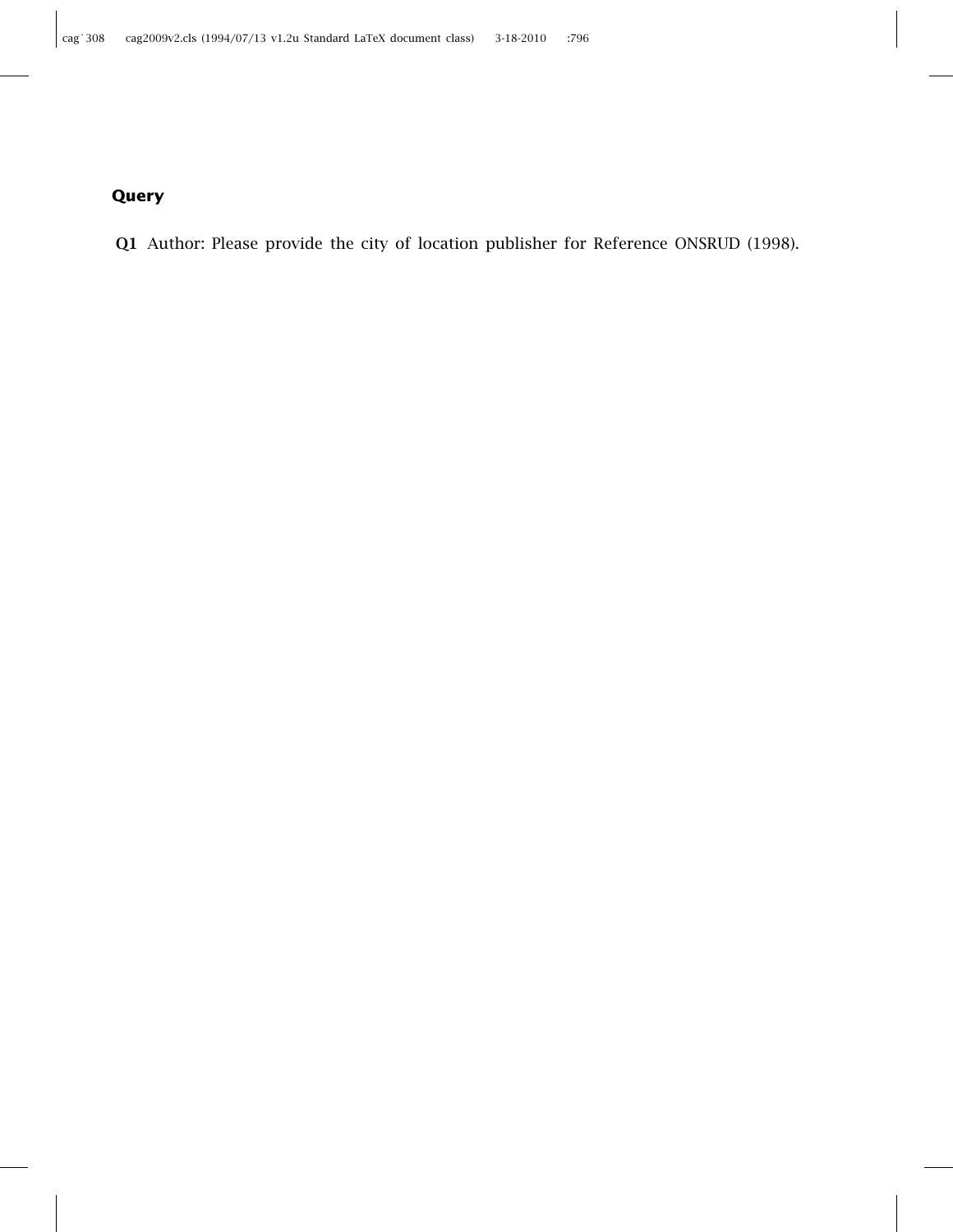## Query

**Q1** Author: Please provide the city of location publisher for Reference ONSRUD (1998).